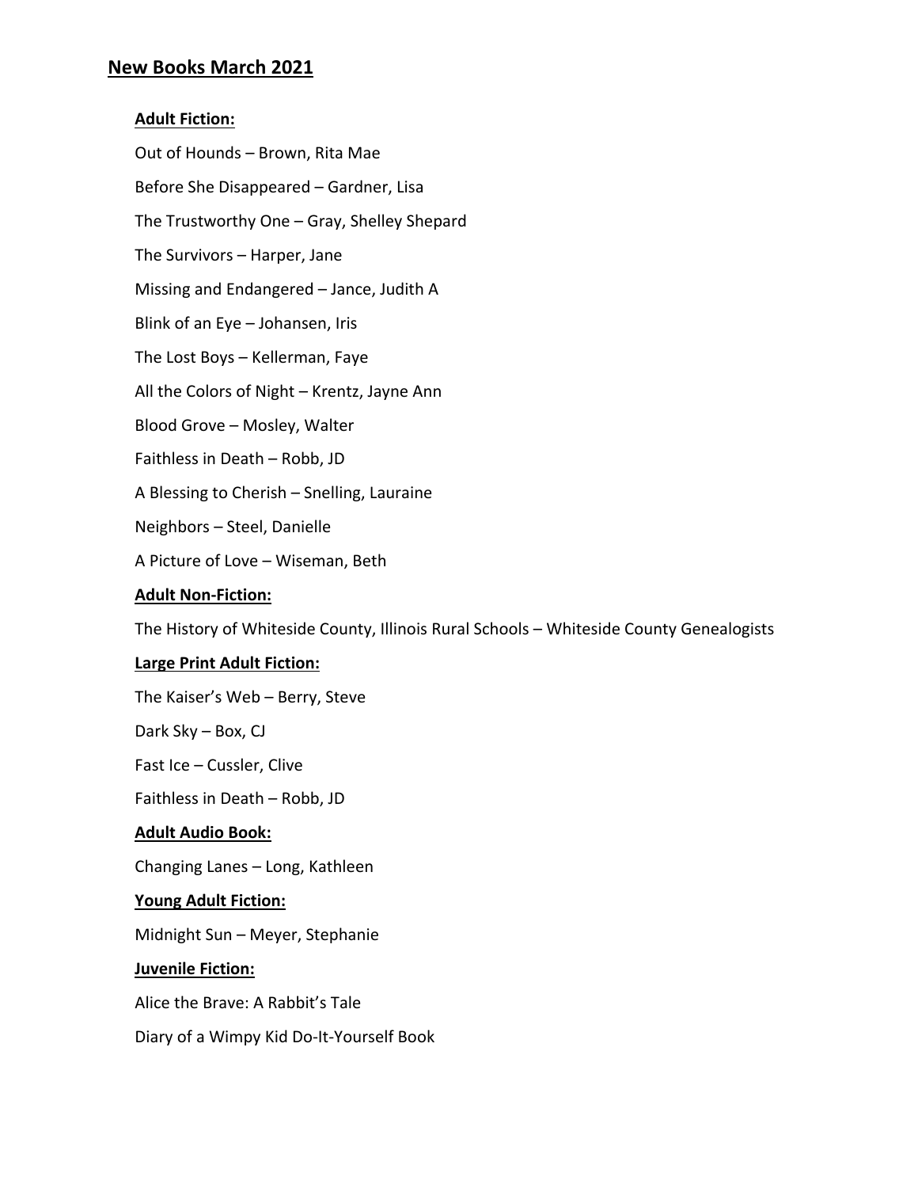## New Books March 2021

**Adult Fiction:**

Out of Hounds – Brown, Rita Mae

Before She Disappeared – Gardner, Lisa

The Trustworthy One – Gray, Shelley Shepard

The Survivors – Harper, Jane

Missing and Endangered – Jance, Judith A

Blink of an Eye – Johansen, Iris

The Lost Boys – Kellerman, Faye

All the Colors of Night – Krentz, Jayne Ann

Blood Grove – Mosley, Walter

Faithless in Death – Robb, JD

A Blessing to Cherish – Snelling, Lauraine

Neighbors – Steel, Danielle

A Picture of Love – Wiseman, Beth

**Adult Non-Fiction:**

The History of Whiteside County, Illinois Rural Schools – Whiteside County Genealogists

**Large Print Adult Fiction:**

The Kaiser's Web – Berry, Steve

Dark Sky – Box, CJ

Fast Ice – Cussler, Clive

Faithless in Death – Robb, JD

**Adult Audio Book:**

Changing Lanes – Long, Kathleen

**Young Adult Fiction:**

Midnight Sun – Meyer, Stephanie

**Juvenile Fiction:**

Alice the Brave: A Rabbit's Tale

Diary of a Wimpy Kid Do-It-Yourself Book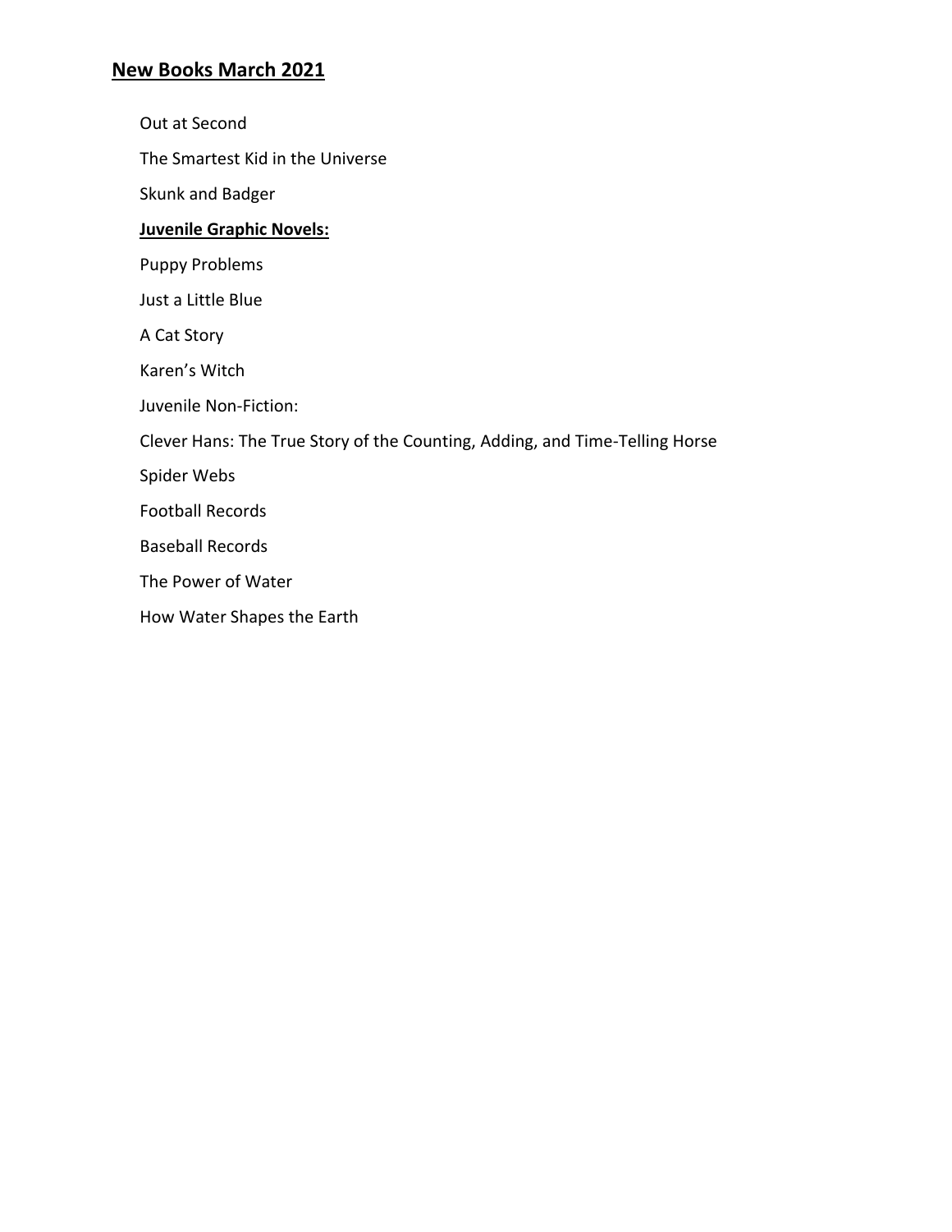## New Books March 2021

Out at Second

The Smartest Kid in the Universe

Skunk and Badger

**Juvenile Graphic Novels:**

Puppy Problems

Just a Little Blue

A Cat Story

Karen's Witch

Juvenile Non-Fiction:

Clever Hans: The True Story of the Counting, Adding, and Time-Telling Horse

Spider Webs

Football Records

Baseball Records

The Power of Water

How Water Shapes the Earth